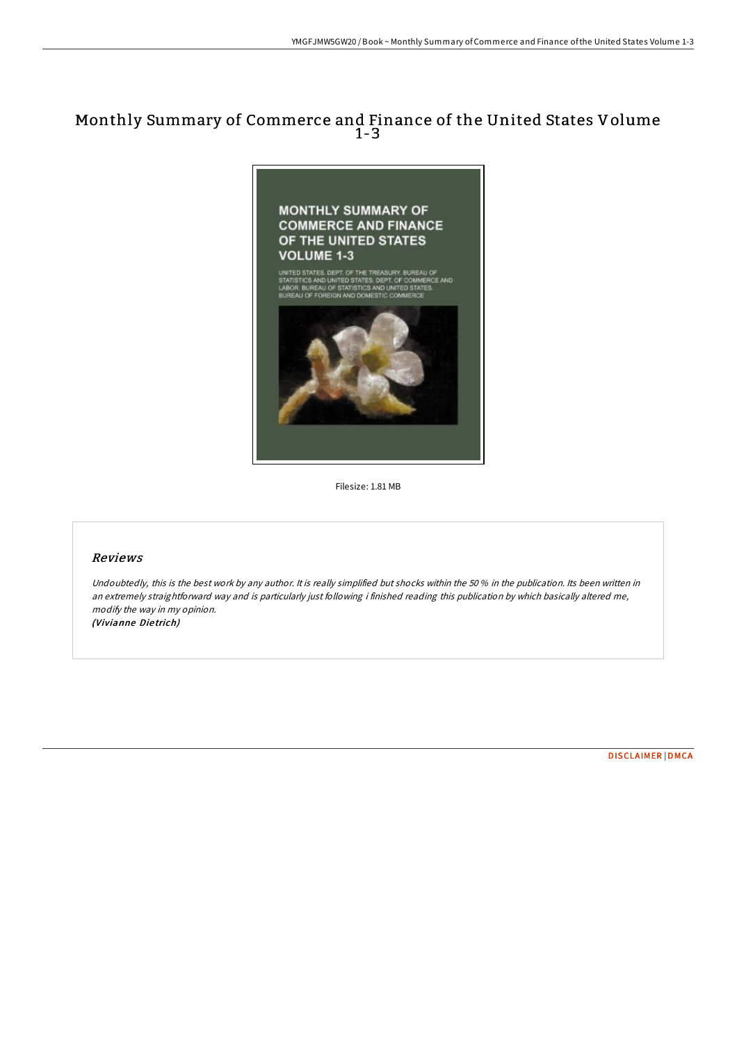# Monthly Summary of Commerce and Finance of the United States Volume 1-3

Filesize: 1.81 MB

## *Reviews*

*Undoubtedly, this is the best work by any author. It is really simplified but shocks within the 50 % in the publication. Its been written in an extremely straightforward way and is particularly just following i finished reading this publication by which basically altered me, modify the way in my opinion.*
***(Vivianne Dietrich)***

DISCLAIMER | DMCA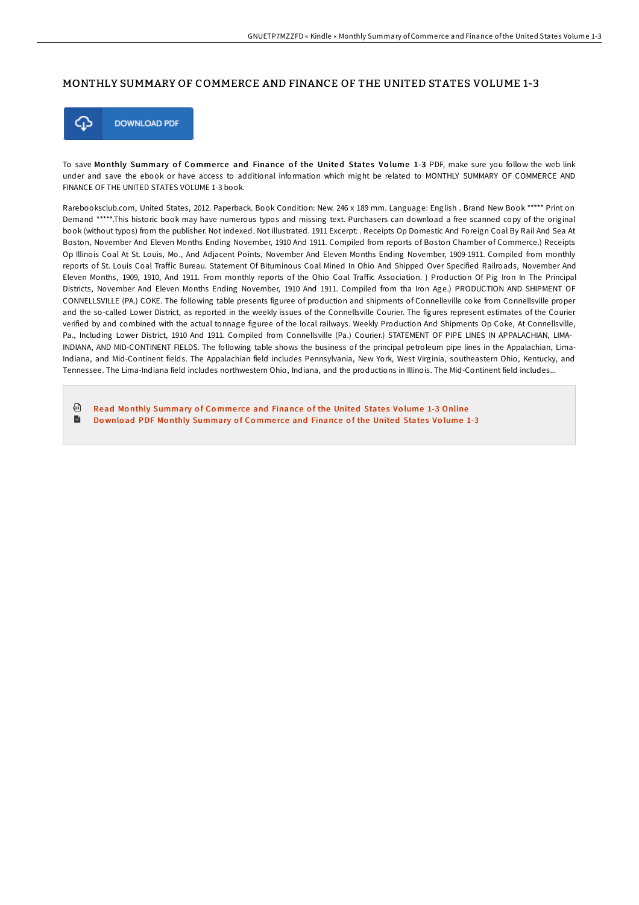# MONTHLY SUMMARY OF COMMERCE AND FINANCE OF THE UNITED STATES VOLUME 1-3

DOWNLOAD PDF

To save **Monthly Summary of Commerce and Finance of the United States Volume 1-3** PDF, make sure you follow the web link under and save the ebook or have access to additional information which might be related to MONTHLY SUMMARY OF COMMERCE AND FINANCE OF THE UNITED STATES VOLUME 1-3 book.

Rarebooksclub.com, United States, 2012. Paperback. Book Condition: New. 246 x 189 mm. Language: English . Brand New Book ***** Print on Demand *****.This historic book may have numerous typos and missing text. Purchasers can download a free scanned copy of the original book (without typos) from the publisher. Not indexed. Not illustrated. 1911 Excerpt: . Receipts Op Domestic And Foreign Coal By Rail And Sea At Boston, November And Eleven Months Ending November, 1910 And 1911. Compiled from reports of Boston Chamber of Commerce.) Receipts Op Illinois Coal At St. Louis, Mo., And Adjacent Points, November And Eleven Months Ending November, 1909-1911. Compiled from monthly reports of St. Louis Coal Traffic Bureau. Statement Of Bituminous Coal Mined In Ohio And Shipped Over Specified Railroads, November And Eleven Months, 1909, 1910, And 1911. From monthly reports of the Ohio Coal Traffic Association. ) Production Of Pig Iron In The Principal Districts, November And Eleven Months Ending November, 1910 And 1911. Compiled from tha Iron Age.) PRODUCTION AND SHIPMENT OF CONNELLSVILLE (PA.) COKE. The following table presents figuree of production and shipments of Connelleville coke from Connellsville proper and the so-called Lower District, as reported in the weekly issues of the Connellsville Courier. The figures represent estimates of the Courier verified by and combined with the actual tonnage figuree of the local railways. Weekly Production And Shipments Op Coke, At Connellsville, Pa., Including Lower District, 1910 And 1911. Compiled from Connellsville (Pa.) Courier.) STATEMENT OF PIPE LINES IN APPALACHIAN, LIMA-INDIANA, AND MID-CONTINENT FIELDS. The following table shows the business of the principal petroleum pipe lines in the Appalachian, Lima-Indiana, and Mid-Continent fields. The Appalachian field includes Pennsylvania, New York, West Virginia, southeastern Ohio, Kentucky, and Tennessee. The Lima-Indiana field includes northwestern Ohio, Indiana, and the productions in Illinois. The Mid-Continent field includes...

- Read Monthly Summary of Commerce and Finance of the United States Volume 1-3 Online
- Download PDF Monthly Summary of Commerce and Finance of the United States Volume 1-3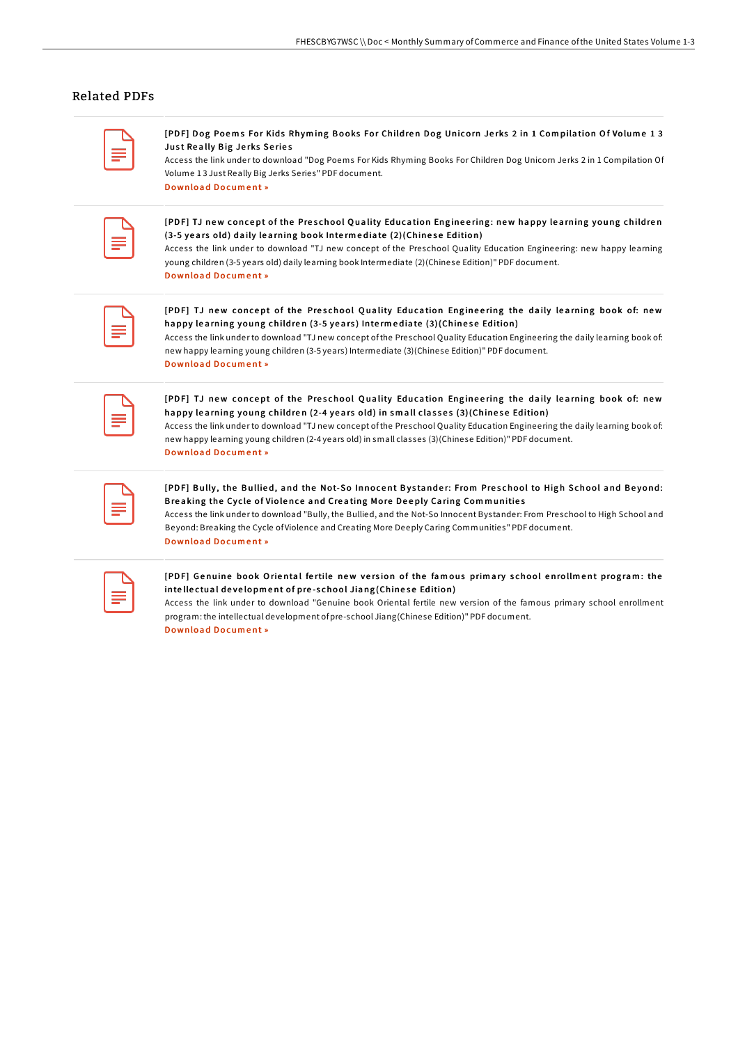## Related PDFs

[PDF] Dog Poems For Kids Rhyming Books For Children Dog Unicorn Jerks 2 in 1 Compilation Of Volume 1 3 Just Really Big Jerks Series

Access the link under to download "Dog Poems For Kids Rhyming Books For Children Dog Unicorn Jerks 2 in 1 Compilation Of Volume 1 3 Just Really Big Jerks Series" PDF document.

Download Document »

[PDF] TJ new concept of the Preschool Quality Education Engineering: new happy learning young children (3-5 years old) daily learning book Intermediate (2)(Chinese Edition)

Access the link under to download "TJ new concept of the Preschool Quality Education Engineering: new happy learning young children (3-5 years old) daily learning book Intermediate (2)(Chinese Edition)" PDF document.

Download Document »

[PDF] TJ new concept of the Preschool Quality Education Engineering the daily learning book of: new happy learning young children (3-5 years) Intermediate (3)(Chinese Edition)

Access the link under to download "TJ new concept of the Preschool Quality Education Engineering the daily learning book of: new happy learning young children (3-5 years) Intermediate (3)(Chinese Edition)" PDF document.

Download Document »

[PDF] TJ new concept of the Preschool Quality Education Engineering the daily learning book of: new happy learning young children (2-4 years old) in small classes (3)(Chinese Edition)

Access the link under to download "TJ new concept of the Preschool Quality Education Engineering the daily learning book of: new happy learning young children (2-4 years old) in small classes (3)(Chinese Edition)" PDF document.

Download Document »

[PDF] Bully, the Bullied, and the Not-So Innocent Bystander: From Preschool to High School and Beyond: Breaking the Cycle of Violence and Creating More Deeply Caring Communities

Access the link under to download "Bully, the Bullied, and the Not-So Innocent Bystander: From Preschool to High School and Beyond: Breaking the Cycle of Violence and Creating More Deeply Caring Communities" PDF document.

Download Document »

[PDF] Genuine book Oriental fertile new version of the famous primary school enrollment program: the intellectual development of pre-school Jiang(Chinese Edition)

Access the link under to download "Genuine book Oriental fertile new version of the famous primary school enrollment program: the intellectual development of pre-school Jiang(Chinese Edition)" PDF document.

Download Document »